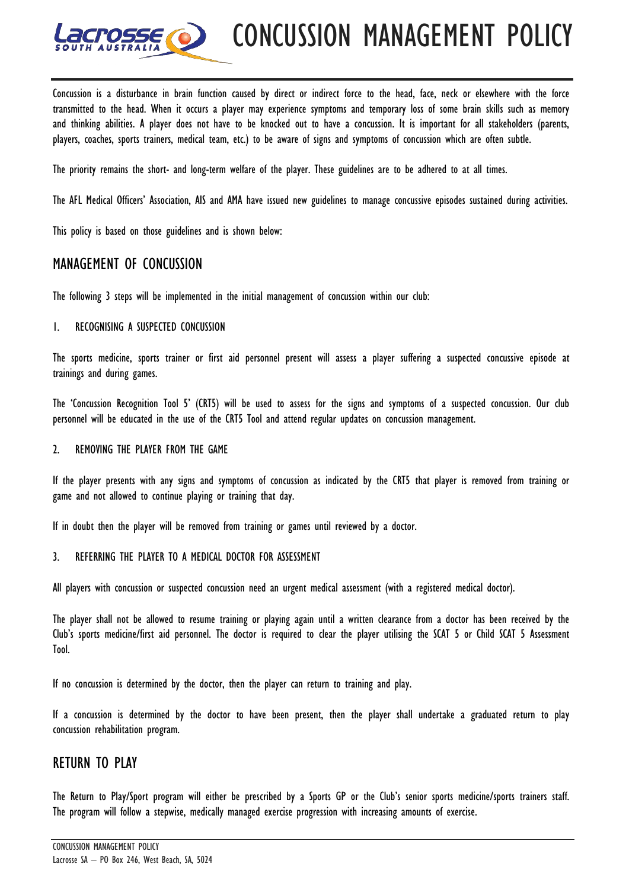# CONCUSSION MANAGEMENT POLICY

Concussion is a disturbance in brain function caused by direct or indirect force to the head, face, neck or elsewhere with the force transmitted to the head. When it occurs a player may experience symptoms and temporary loss of some brain skills such as memory and thinking abilities. A player does not have to be knocked out to have a concussion. It is important for all stakeholders (parents, players, coaches, sports trainers, medical team, etc.) to be aware of signs and symptoms of concussion which are often subtle.

The priority remains the short- and long-term welfare of the player. These guidelines are to be adhered to at all times.

The AFL Medical Officers' Association, AIS and AMA have issued new guidelines to manage concussive episodes sustained during activities.

This policy is based on those guidelines and is shown below:

## MANAGEMENT OF CONCUSSION

The following 3 steps will be implemented in the initial management of concussion within our club:

### 1. RECOGNISING A SUSPECTED CONCUSSION

The sports medicine, sports trainer or first aid personnel present will assess a player suffering a suspected concussive episode at trainings and during games.

The 'Concussion Recognition Tool 5' (CRT5) will be used to assess for the signs and symptoms of a suspected concussion. Our club personnel will be educated in the use of the CRT5 Tool and attend regular updates on concussion management.

### 2. REMOVING THE PLAYER FROM THE GAME

If the player presents with any signs and symptoms of concussion as indicated by the CRT5 that player is removed from training or game and not allowed to continue playing or training that day.

If in doubt then the player will be removed from training or games until reviewed by a doctor.

### 3. REFERRING THE PLAYER TO A MEDICAL DOCTOR FOR ASSESSMENT

All players with concussion or suspected concussion need an urgent medical assessment (with a registered medical doctor).

The player shall not be allowed to resume training or playing again until a written clearance from a doctor has been received by the Club's sports medicine/first aid personnel. The doctor is required to clear the player utilising the SCAT 5 or Child SCAT 5 Assessment Tool.

If no concussion is determined by the doctor, then the player can return to training and play.

If a concussion is determined by the doctor to have been present, then the player shall undertake a graduated return to play concussion rehabilitation program.

## RETURN TO PLAY

The Return to Play/Sport program will either be prescribed by a Sports GP or the Club's senior sports medicine/sports trainers staff. The program will follow a stepwise, medically managed exercise progression with increasing amounts of exercise.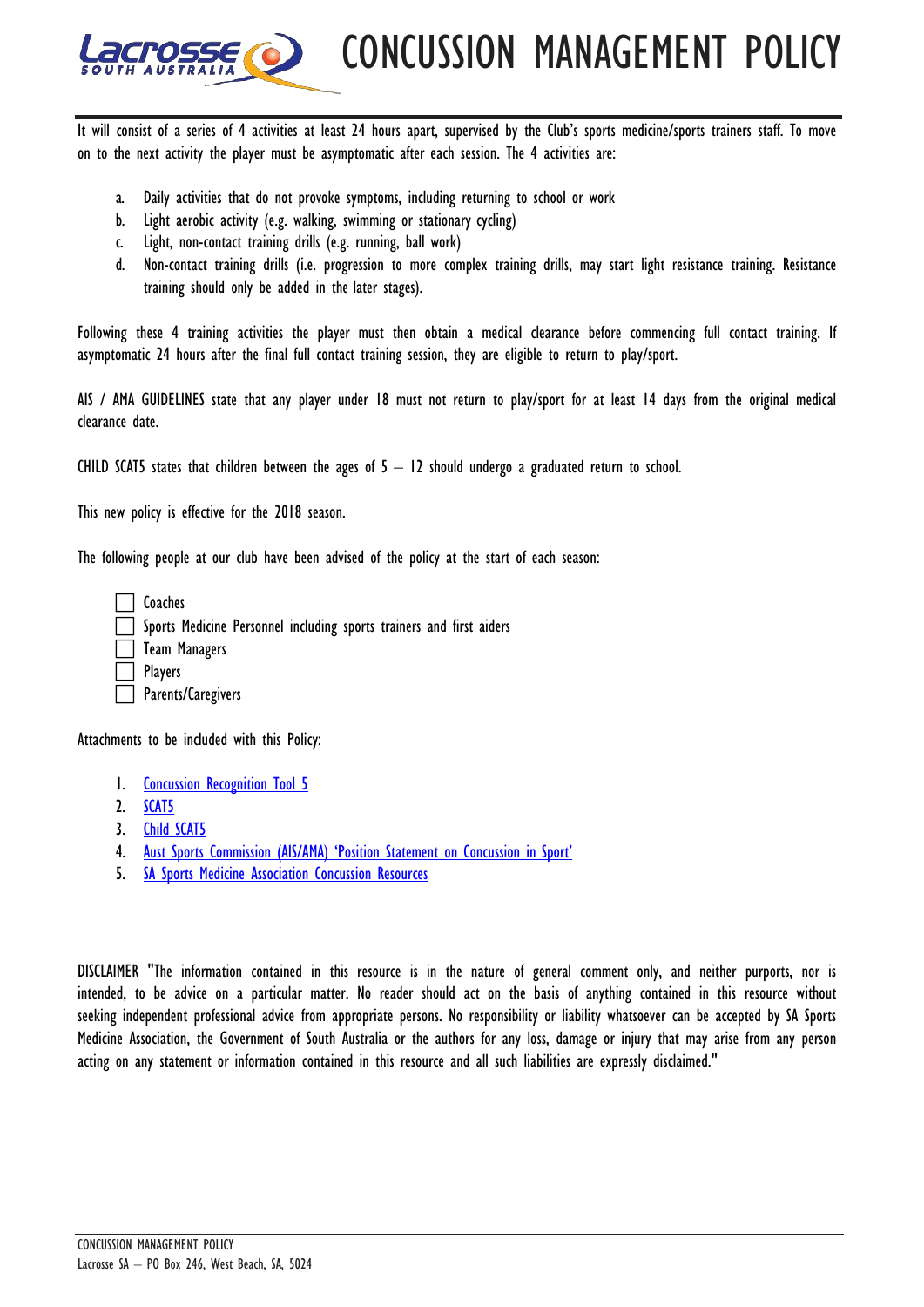It will consist of a series of 4 activities at least 24 hours apart, supervised by the Club's sports medicine/sports trainers staff. To move on to the next activity the player must be asymptomatic after each session. The 4 activities are:

a. Daily activities that do not provoke symptoms, including returning to school or work
b. Light aerobic activity (e.g. walking, swimming or stationary cycling)
c. Light, non-contact training drills (e.g. running, ball work)
d. Non-contact training drills (i.e. progression to more complex training drills, may start light resistance training. Resistance training should only be added in the later stages).

Following these 4 training activities the player must then obtain a medical clearance before commencing full contact training. If asymptomatic 24 hours after the final full contact training session, they are eligible to return to play/sport.

AIS / AMA GUIDELINES state that any player under 18 must not return to play/sport for at least 14 days from the original medical clearance date.

CHILD SCAT5 states that children between the ages of 5 – 12 should undergo a graduated return to school.

This new policy is effective for the 2018 season.

The following people at our club have been advised of the policy at the start of each season:

- [ ] Coaches
- [ ] Sports Medicine Personnel including sports trainers and first aiders
- [ ] Team Managers
- [ ] Players
- [ ] Parents/Caregivers

Attachments to be included with this Policy:

1. Concussion Recognition Tool 5
2. SCAT5
3. Child SCAT5
4. Aust Sports Commission (AIS/AMA) 'Position Statement on Concussion in Sport'
5. SA Sports Medicine Association Concussion Resources

DISCLAIMER "The information contained in this resource is in the nature of general comment only, and neither purports, nor is intended, to be advice on a particular matter. No reader should act on the basis of anything contained in this resource without seeking independent professional advice from appropriate persons. No responsibility or liability whatsoever can be accepted by SA Sports Medicine Association, the Government of South Australia or the authors for any loss, damage or injury that may arise from any person acting on any statement or information contained in this resource and all such liabilities are expressly disclaimed."